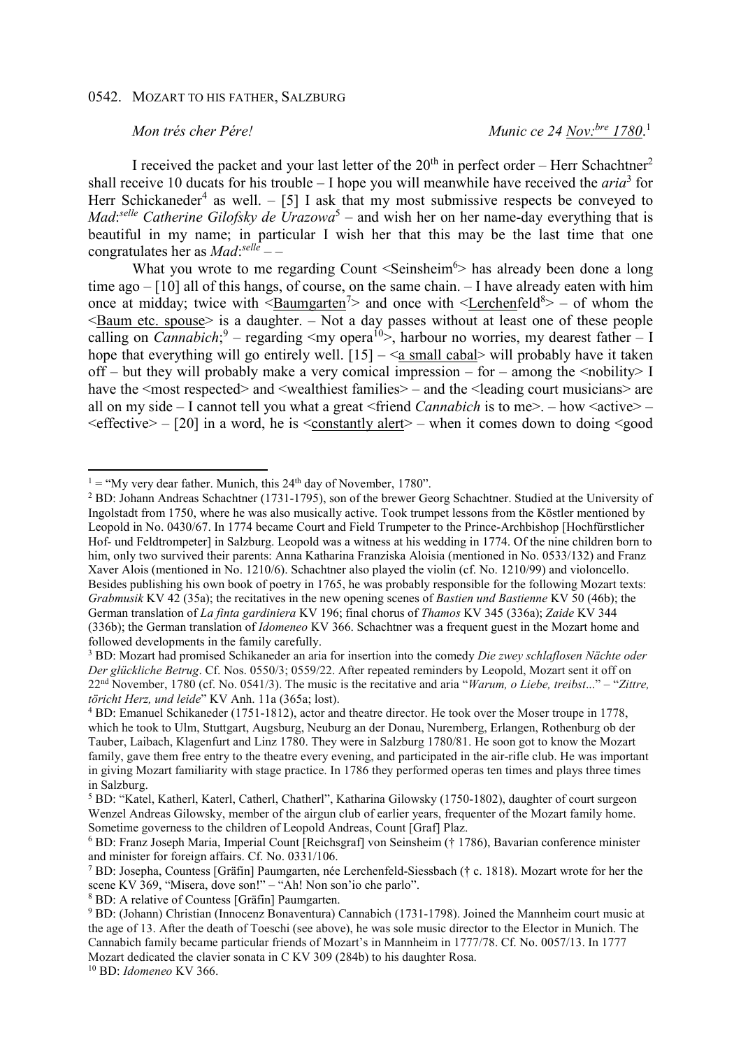0542. MOZART TO HIS FATHER, SALZBURG

*Mon trés cher Pére!* *Munic ce 24 Nov:bre 1780*.[1]

I received the packet and your last letter of the 20th in perfect order – Herr Schachtner[2] shall receive 10 ducats for his trouble – I hope you will meanwhile have received the *aria*[3] for Herr Schickaneder[4] as well. – [5] I ask that my most submissive respects be conveyed to *Mad:selle Catherine Gilofsky de Urazowa*[5] – and wish her on her name-day everything that is beautiful in my name; in particular I wish her that this may be the last time that one congratulates her as *Mad:selle* – –

What you wrote to me regarding Count <Seinsheim[6]> has already been done a long time ago – [10] all of this hangs, of course, on the same chain. – I have already eaten with him once at midday; twice with <Baumgarten[7]> and once with <Lerchenfeld[8]> – of whom the <Baum etc. spouse> is a daughter. – Not a day passes without at least one of these people calling on *Cannabich*;[9] – regarding <my opera[10]>, harbour no worries, my dearest father – I hope that everything will go entirely well. [15] – <a small cabal> will probably have it taken off – but they will probably make a very comical impression – for – among the <nobility> I have the <most respected> and <wealthiest families> – and the <leading court musicians> are all on my side – I cannot tell you what a great <friend *Cannabich* is to me>. – how <active> – <effective> – [20] in a word, he is <constantly alert> – when it comes down to doing <good

---

[1] = "My very dear father. Munich, this 24th day of November, 1780".

[2] BD: Johann Andreas Schachtner (1731-1795), son of the brewer Georg Schachtner. Studied at the University of Ingolstadt from 1750, where he was also musically active. Took trumpet lessons from the Köstler mentioned by Leopold in No. 0430/67. In 1774 became Court and Field Trumpeter to the Prince-Archbishop [Hochfürstlicher Hof- und Feldtrompeter] in Salzburg. Leopold was a witness at his wedding in 1774. Of the nine children born to him, only two survived their parents: Anna Katharina Franziska Aloisia (mentioned in No. 0533/132) and Franz Xaver Alois (mentioned in No. 1210/6). Schachtner also played the violin (cf. No. 1210/99) and violoncello. Besides publishing his own book of poetry in 1765, he was probably responsible for the following Mozart texts: *Grabmusik* KV 42 (35a); the recitatives in the new opening scenes of *Bastien und Bastienne* KV 50 (46b); the German translation of *La finta gardiniera* KV 196; final chorus of *Thamos* KV 345 (336a); *Zaide* KV 344 (336b); the German translation of *Idomeneo* KV 366. Schachtner was a frequent guest in the Mozart home and followed developments in the family carefully.

[3] BD: Mozart had promised Schikaneder an aria for insertion into the comedy *Die zwey schlaflosen Nächte oder Der glückliche Betrug*. Cf. Nos. 0550/3; 0559/22. After repeated reminders by Leopold, Mozart sent it off on 22nd November, 1780 (cf. No. 0541/3). The music is the recitative and aria "*Warum, o Liebe, treibst*..." – "*Zittre, töricht Herz, und leide*" KV Anh. 11a (365a; lost).

[4] BD: Emanuel Schikaneder (1751-1812), actor and theatre director. He took over the Moser troupe in 1778, which he took to Ulm, Stuttgart, Augsburg, Neuburg an der Donau, Nuremberg, Erlangen, Rothenburg ob der Tauber, Laibach, Klagenfurt and Linz 1780. They were in Salzburg 1780/81. He soon got to know the Mozart family, gave them free entry to the theatre every evening, and participated in the air-rifle club. He was important in giving Mozart familiarity with stage practice. In 1786 they performed operas ten times and plays three times in Salzburg.

[5] BD: "Katel, Katherl, Katerl, Catherl, Chatherl", Katharina Gilowsky (1750-1802), daughter of court surgeon Wenzel Andreas Gilowsky, member of the airgun club of earlier years, frequenter of the Mozart family home. Sometime governess to the children of Leopold Andreas, Count [Graf] Plaz.

[6] BD: Franz Joseph Maria, Imperial Count [Reichsgraf] von Seinsheim († 1786), Bavarian conference minister and minister for foreign affairs. Cf. No. 0331/106.

[7] BD: Josepha, Countess [Gräfin] Paumgarten, née Lerchenfeld-Siessbach († c. 1818). Mozart wrote for her the scene KV 369, "Misera, dove son!" – "Ah! Non son'io che parlo".

[8] BD: A relative of Countess [Gräfin] Paumgarten.

[9] BD: (Johann) Christian (Innocenz Bonaventura) Cannabich (1731-1798). Joined the Mannheim court music at the age of 13. After the death of Toeschi (see above), he was sole music director to the Elector in Munich. The Cannabich family became particular friends of Mozart's in Mannheim in 1777/78. Cf. No. 0057/13. In 1777 Mozart dedicated the clavier sonata in C KV 309 (284b) to his daughter Rosa.

[10] BD: *Idomeneo* KV 366.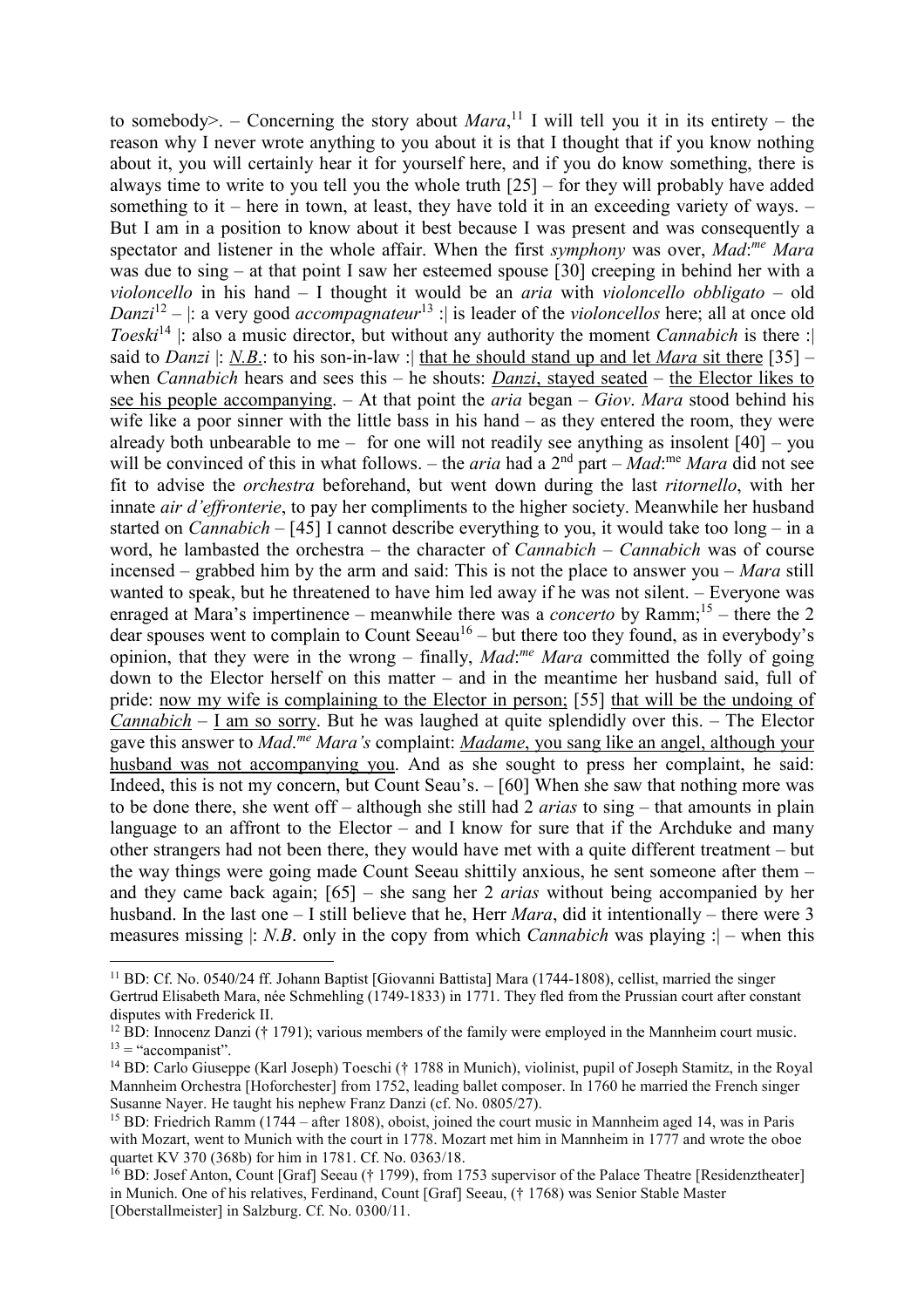to somebody>. – Concerning the story about *Mara*,[11] I will tell you it in its entirety – the reason why I never wrote anything to you about it is that I thought that if you know nothing about it, you will certainly hear it for yourself here, and if you do know something, there is always time to write to you tell you the whole truth [25] – for they will probably have added something to it – here in town, at least, they have told it in an exceeding variety of ways. – But I am in a position to know about it best because I was present and was consequently a spectator and listener in the whole affair. When the first *symphony* was over, *Mad*:*me* *Mara* was due to sing – at that point I saw her esteemed spouse [30] creeping in behind her with a *violoncello* in his hand – I thought it would be an *aria* with *violoncello obbligato* – old *Danzi*[12] – |: a very good *accompagnateur*[13] :| is leader of the *violoncellos* here; all at once old *Toeski*[14] |: also a music director, but without any authority the moment *Cannabich* is there :| said to *Danzi* |: <u>*N.B.*</u>: to his son-in-law :| <u>that he should stand up and let *Mara* sit there</u> [35] – when *Cannabich* hears and sees this – he shouts: <u>*Danzi*, stayed seated</u> – <u>the Elector likes to see his people accompanying</u>. – At that point the *aria* began – *Giov*. *Mara* stood behind his wife like a poor sinner with the little bass in his hand – as they entered the room, they were already both unbearable to me – for one will not readily see anything as insolent [40] – you will be convinced of this in what follows. – the *aria* had a 2nd part – *Mad*:me *Mara* did not see fit to advise the *orchestra* beforehand, but went down during the last *ritornello*, with her innate *air d'effronterie*, to pay her compliments to the higher society. Meanwhile her husband started on *Cannabich* – [45] I cannot describe everything to you, it would take too long – in a word, he lambasted the orchestra – the character of *Cannabich* – *Cannabich* was of course incensed – grabbed him by the arm and said: This is not the place to answer you – *Mara* still wanted to speak, but he threatened to have him led away if he was not silent. – Everyone was enraged at Mara's impertinence – meanwhile there was a *concerto* by Ramm;[15] – there the 2 dear spouses went to complain to Count Seeau[16] – but there too they found, as in everybody's opinion, that they were in the wrong – finally, *Mad*:*me* *Mara* committed the folly of going down to the Elector herself on this matter – and in the meantime her husband said, full of pride: <u>now my wife is complaining to the Elector in person;</u> [55] <u>that will be the undoing of *Cannabich*</u> – <u>I am so sorry</u>. But he was laughed at quite splendidly over this. – The Elector gave this answer to *Mad*.*me* *Mara's* complaint: <u>*Madame*, you sang like an angel, although your husband was not accompanying you</u>. And as she sought to press her complaint, he said: Indeed, this is not my concern, but Count Seau's. – [60] When she saw that nothing more was to be done there, she went off – although she still had 2 *arias* to sing – that amounts in plain language to an affront to the Elector – and I know for sure that if the Archduke and many other strangers had not been there, they would have met with a quite different treatment – but the way things were going made Count Seeau shittily anxious, he sent someone after them – and they came back again; [65] – she sang her 2 *arias* without being accompanied by her husband. In the last one – I still believe that he, Herr *Mara*, did it intentionally – there were 3 measures missing |: *N.B*. only in the copy from which *Cannabich* was playing :| – when this

---

[11] BD: Cf. No. 0540/24 ff. Johann Baptist [Giovanni Battista] Mara (1744-1808), cellist, married the singer Gertrud Elisabeth Mara, née Schmehling (1749-1833) in 1771. They fled from the Prussian court after constant disputes with Frederick II.

[12] BD: Innocenz Danzi († 1791); various members of the family were employed in the Mannheim court music.

[13] = "accompanist".

[14] BD: Carlo Giuseppe (Karl Joseph) Toeschi († 1788 in Munich), violinist, pupil of Joseph Stamitz, in the Royal Mannheim Orchestra [Hoforchester] from 1752, leading ballet composer. In 1760 he married the French singer Susanne Nayer. He taught his nephew Franz Danzi (cf. No. 0805/27).

[15] BD: Friedrich Ramm (1744 – after 1808), oboist, joined the court music in Mannheim aged 14, was in Paris with Mozart, went to Munich with the court in 1778. Mozart met him in Mannheim in 1777 and wrote the oboe quartet KV 370 (368b) for him in 1781. Cf. No. 0363/18.

[16] BD: Josef Anton, Count [Graf] Seeau († 1799), from 1753 supervisor of the Palace Theatre [Residenztheater] in Munich. One of his relatives, Ferdinand, Count [Graf] Seeau, († 1768) was Senior Stable Master [Oberstallmeister] in Salzburg. Cf. No. 0300/11.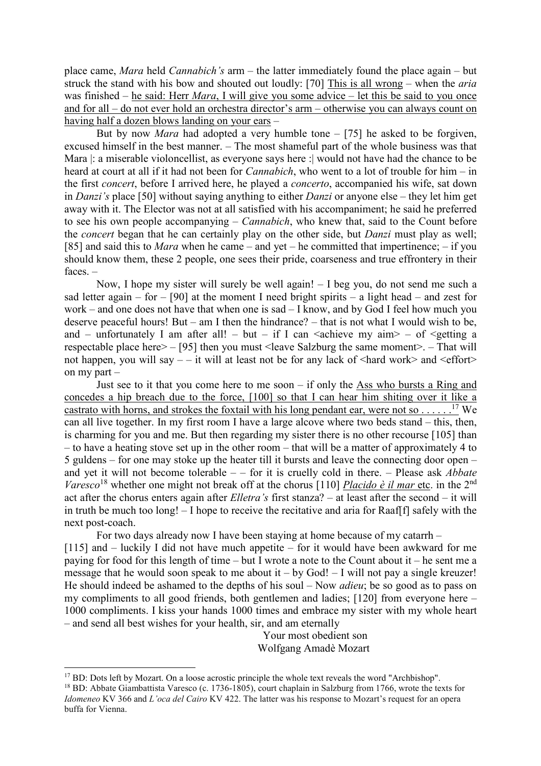place came, *Mara* held *Cannabich's* arm – the latter immediately found the place again – but struck the stand with his bow and shouted out loudly: [70] <u>This is all wrong</u> – when the *aria* was finished – <u>he said: Herr *Mara*, I will give you some advice – let this be said to you once and for all – do not ever hold an orchestra director's arm – otherwise you can always count on having half a dozen blows landing on your ears</u> –

But by now *Mara* had adopted a very humble tone – [75] he asked to be forgiven, excused himself in the best manner. – The most shameful part of the whole business was that Mara |: a miserable violoncellist, as everyone says here :| would not have had the chance to be heard at court at all if it had not been for *Cannabich*, who went to a lot of trouble for him – in the first *concert*, before I arrived here, he played a *concerto*, accompanied his wife, sat down in *Danzi's* place [50] without saying anything to either *Danzi* or anyone else – they let him get away with it. The Elector was not at all satisfied with his accompaniment; he said he preferred to see his own people accompanying – *Cannabich*, who knew that, said to the Count before the *concert* began that he can certainly play on the other side, but *Danzi* must play as well; [85] and said this to *Mara* when he came – and yet – he committed that impertinence; – if you should know them, these 2 people, one sees their pride, coarseness and true effrontery in their faces. –

Now, I hope my sister will surely be well again! – I beg you, do not send me such a sad letter again – for – [90] at the moment I need bright spirits – a light head – and zest for work – and one does not have that when one is sad – I know, and by God I feel how much you deserve peaceful hours! But – am I then the hindrance? – that is not what I would wish to be, and – unfortunately I am after all! – but – if I can <achieve my aim> – of <getting a respectable place here> – [95] then you must <leave Salzburg the same moment>. – That will not happen, you will say – – it will at least not be for any lack of <hard work> and <effort> on my part –

Just see to it that you come here to me soon – if only the <u>Ass who bursts a Ring and concedes a hip breach due to the force, [100] so that I can hear him shiting over it like a castrato with horns, and strokes the foxtail with his long pendant ear, were not so . . . . . .</u>[17] We can all live together. In my first room I have a large alcove where two beds stand – this, then, is charming for you and me. But then regarding my sister there is no other recourse [105] than – to have a heating stove set up in the other room – that will be a matter of approximately 4 to 5 guldens – for one may stoke up the heater till it bursts and leave the connecting door open – and yet it will not become tolerable – – for it is cruelly cold in there. – Please ask *Abbate Varesco*[18] whether one might not break off at the chorus [110] <u>*Placido è il mar* etc</u>. in the 2nd act after the chorus enters again after *Elletra's* first stanza? – at least after the second – it will in truth be much too long! – I hope to receive the recitative and aria for Raaf[f] safely with the next post-coach.

For two days already now I have been staying at home because of my catarrh – [115] and – luckily I did not have much appetite – for it would have been awkward for me paying for food for this length of time – but I wrote a note to the Count about it – he sent me a message that he would soon speak to me about it – by God! – I will not pay a single kreuzer! He should indeed be ashamed to the depths of his soul – Now *adieu*; be so good as to pass on my compliments to all good friends, both gentlemen and ladies; [120] from everyone here – 1000 compliments. I kiss your hands 1000 times and embrace my sister with my whole heart – and send all best wishes for your health, sir, and am eternally

Your most obedient son
Wolfgang Amadè Mozart

---

[17] BD: Dots left by Mozart. On a loose acrostic principle the whole text reveals the word "Archbishop".

[18] BD: Abbate Giambattista Varesco (c. 1736-1805), court chaplain in Salzburg from 1766, wrote the texts for *Idomeneo* KV 366 and *L'oca del Cairo* KV 422. The latter was his response to Mozart's request for an opera buffa for Vienna.